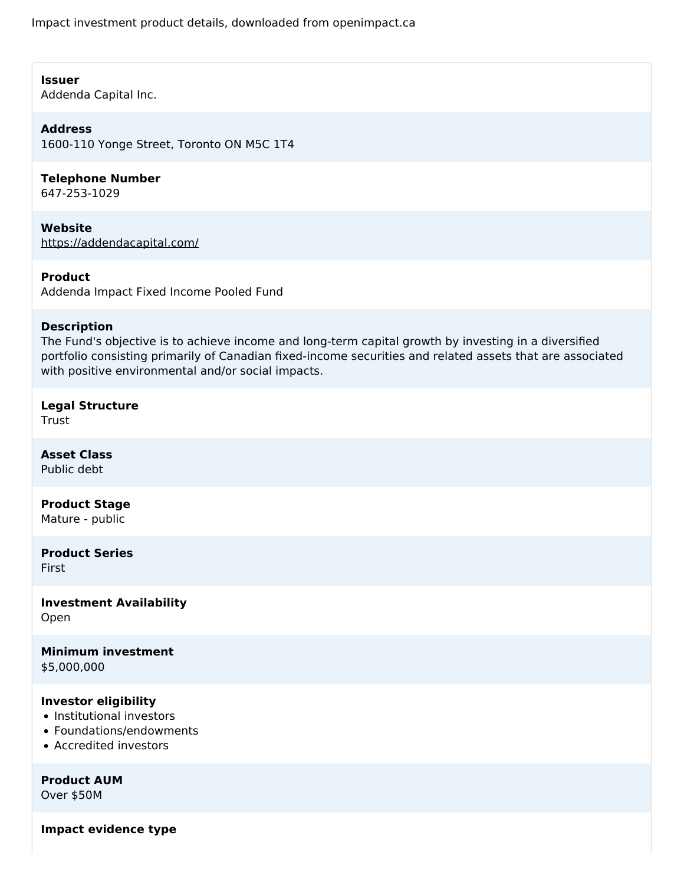Impact investment product details, downloaded from openimpact.ca

**Issuer**
Addenda Capital Inc.

**Address**
1600-110 Yonge Street, Toronto ON M5C 1T4

**Telephone Number**
647-253-1029

**Website**
https://addendacapital.com/

**Product**
Addenda Impact Fixed Income Pooled Fund

**Description**
The Fund's objective is to achieve income and long-term capital growth by investing in a diversified portfolio consisting primarily of Canadian fixed-income securities and related assets that are associated with positive environmental and/or social impacts.

**Legal Structure**
Trust

**Asset Class**
Public debt

**Product Stage**
Mature - public

**Product Series**
First

**Investment Availability**
Open

**Minimum investment**
$5,000,000

**Investor eligibility**
- Institutional investors
- Foundations/endowments
- Accredited investors

**Product AUM**
Over $50M

**Impact evidence type**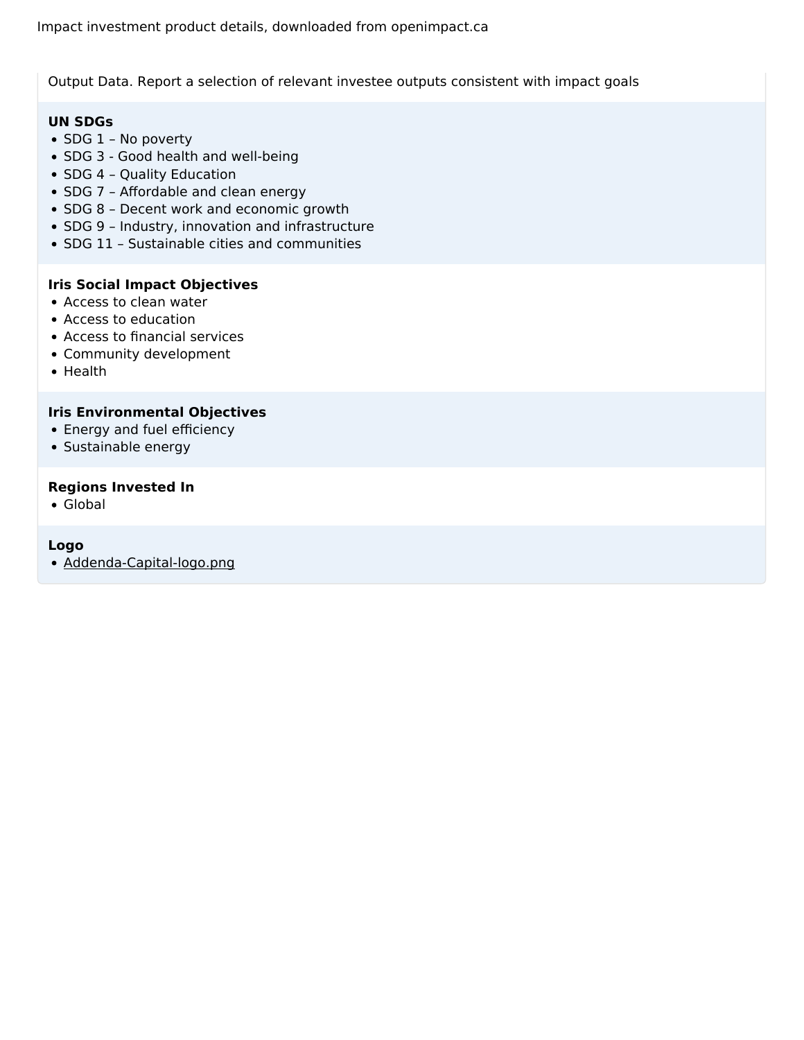Output Data. Report a selection of relevant investee outputs consistent with impact goals

**UN SDGs**
- SDG 1 – No poverty
- SDG 3 - Good health and well-being
- SDG 4 – Quality Education
- SDG 7 – Affordable and clean energy
- SDG 8 – Decent work and economic growth
- SDG 9 – Industry, innovation and infrastructure
- SDG 11 – Sustainable cities and communities

**Iris Social Impact Objectives**
- Access to clean water
- Access to education
- Access to financial services
- Community development
- Health

**Iris Environmental Objectives**
- Energy and fuel efficiency
- Sustainable energy

**Regions Invested In**
- Global

**Logo**
- Addenda-Capital-logo.png